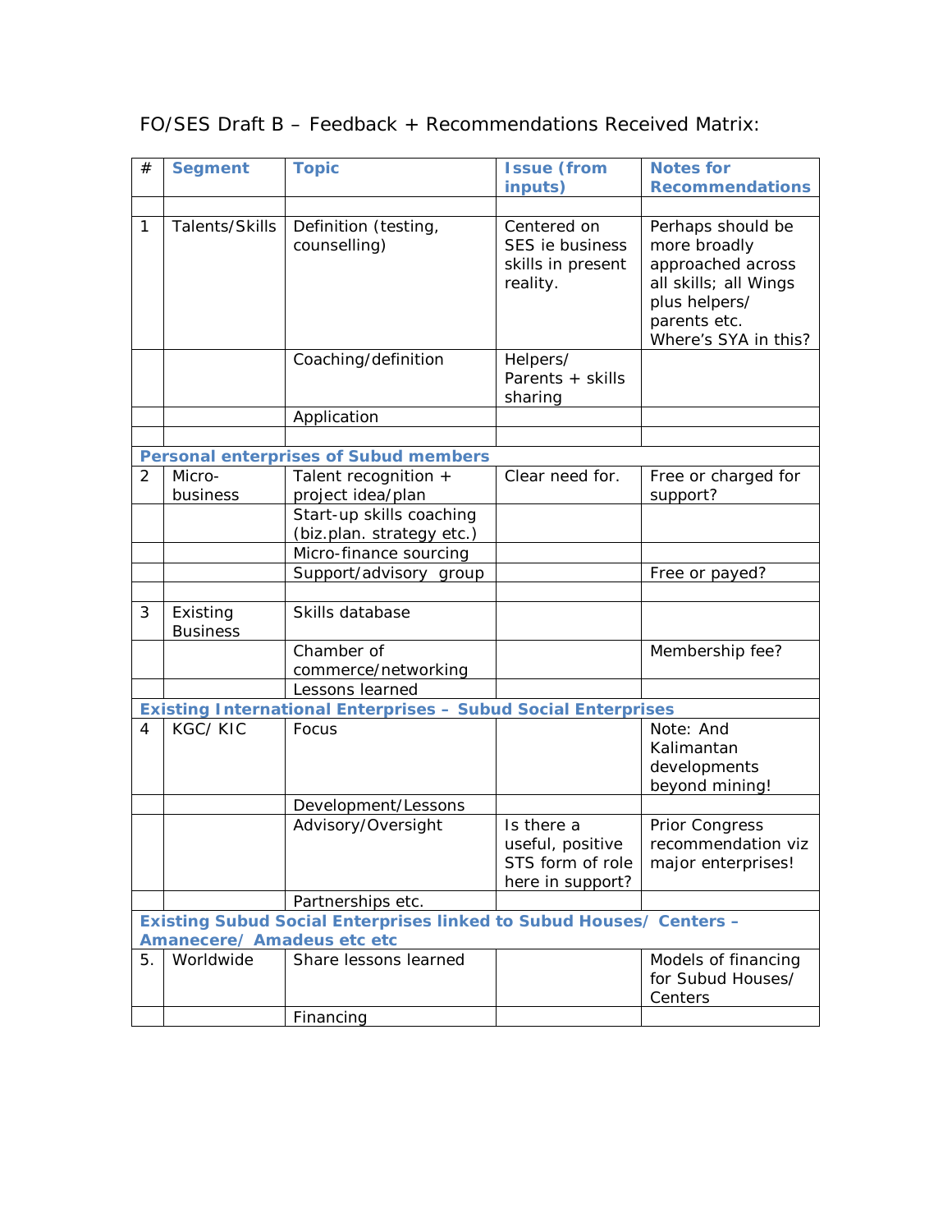FO/SES Draft B – Feedback + Recommendations Received Matrix:

| # | Segment | Topic | Issue (from inputs) | Notes for Recommendations |
|---|---|---|---|---|
| | | | | |
| 1 | Talents/Skills | Definition (testing, counselling) | Centered on SES ie business skills in present reality. | Perhaps should be more broadly approached across all skills; all Wings plus helpers/ parents etc. Where's SYA in this? |
| | | Coaching/definition | Helpers/ Parents + skills sharing | |
| | | Application | | |
| | | | | |
| **Personal enterprises of Subud members** | | | | |
| 2 | Micro-business | Talent recognition + project idea/plan | Clear need for. | Free or charged for support? |
| | | Start-up skills coaching (biz.plan. strategy etc.) | | |
| | | Micro-finance sourcing | | |
| | | Support/advisory group | | Free or payed? |
| | | | | |
| 3 | Existing Business | Skills database | | |
| | | Chamber of commerce/networking | | Membership fee? |
| | | Lessons learned | | |
| **Existing International Enterprises – Subud Social Enterprises** | | | | |
| 4 | KGC/ KIC | Focus | | Note: And Kalimantan developments beyond mining! |
| | | Development/Lessons | | |
| | | Advisory/Oversight | Is there a useful, positive STS form of role here in support? | Prior Congress recommendation viz major enterprises! |
| | | Partnerships etc. | | |
| **Existing Subud Social Enterprises linked to Subud Houses/ Centers – Amanecere/ Amadeus etc etc** | | | | |
| 5. | Worldwide | Share lessons learned | | Models of financing for Subud Houses/ Centers |
| | | Financing | | |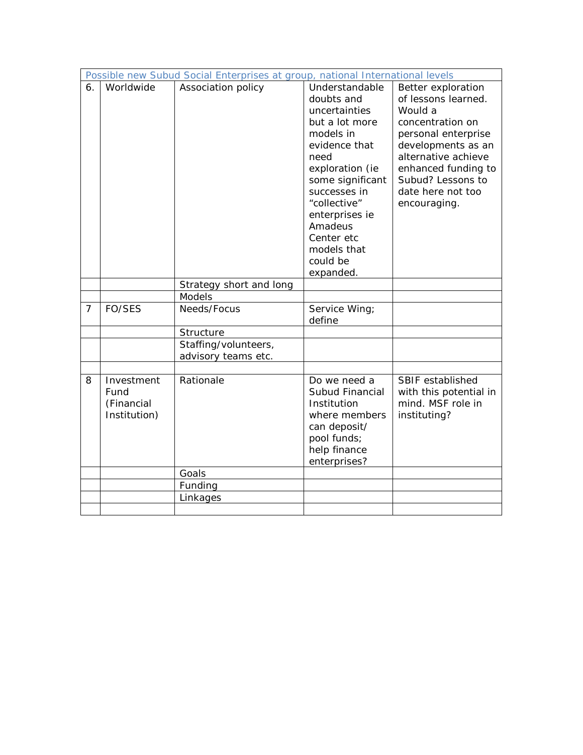| Possible new Subud Social Enterprises at group, national International levels | | | | |
|---|---|---|---|---|
| 6. | Worldwide | Association policy | Understandable doubts and uncertainties but a lot more models in evidence that need exploration (ie some significant successes in "collective" enterprises ie Amadeus Center etc models that could be expanded. | Better exploration of lessons learned. Would a concentration on personal enterprise developments as an alternative achieve enhanced funding to Subud? Lessons to date here not too encouraging. |
| | | Strategy short and long | | |
| | | Models | | |
| 7 | FO/SES | Needs/Focus | Service Wing; define | |
| | | Structure | | |
| | | Staffing/volunteers, advisory teams etc. | | |
| | | | | |
| 8 | Investment Fund (Financial Institution) | Rationale | Do we need a Subud Financial Institution where members can deposit/ pool funds; help finance enterprises? | SBIF established with this potential in mind. MSF role in instituting? |
| | | Goals | | |
| | | Funding | | |
| | | Linkages | | |
| | | | | |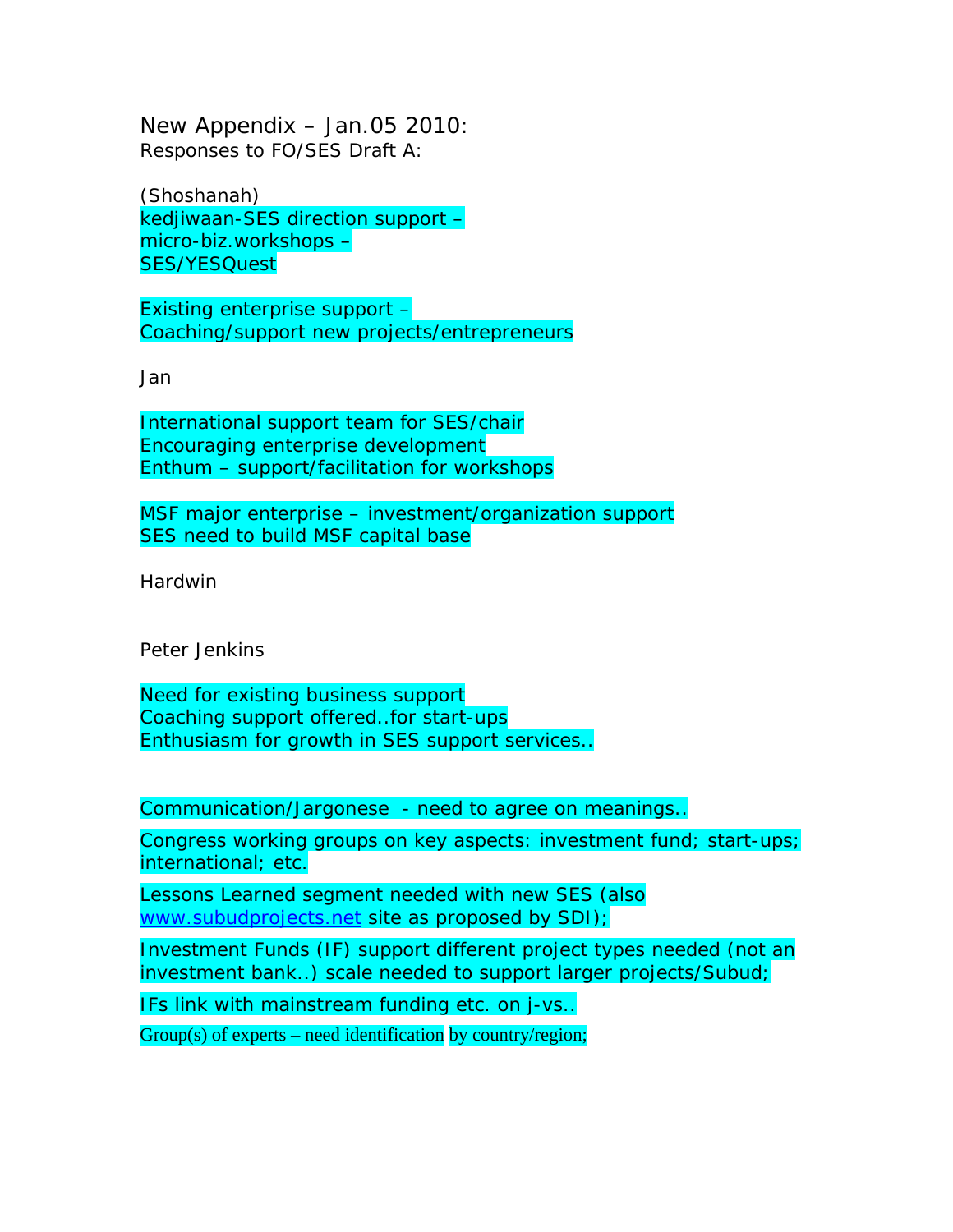New Appendix – Jan.05 2010:
Responses to FO/SES Draft A:

(Shoshanah)
kedjiwaan-SES direction support –
micro-biz.workshops –
SES/YESQuest

Existing enterprise support –
Coaching/support new projects/entrepreneurs

Jan

International support team for SES/chair
Encouraging enterprise development
Enthum – support/facilitation for workshops

MSF major enterprise – investment/organization support
SES need to build MSF capital base

Hardwin

Peter Jenkins

Need for existing business support
Coaching support offered..for start-ups
Enthusiasm for growth in SES support services..

Communication/Jargonese - need to agree on meanings..

Congress working groups on key aspects: investment fund; start-ups; international; etc.

Lessons Learned segment needed with new SES (also www.subudprojects.net site as proposed by SDI);

Investment Funds (IF) support different project types needed (not an investment bank..) scale needed to support larger projects/Subud;

IFs link with mainstream funding etc. on j-vs..

Group(s) of experts – need identification by country/region;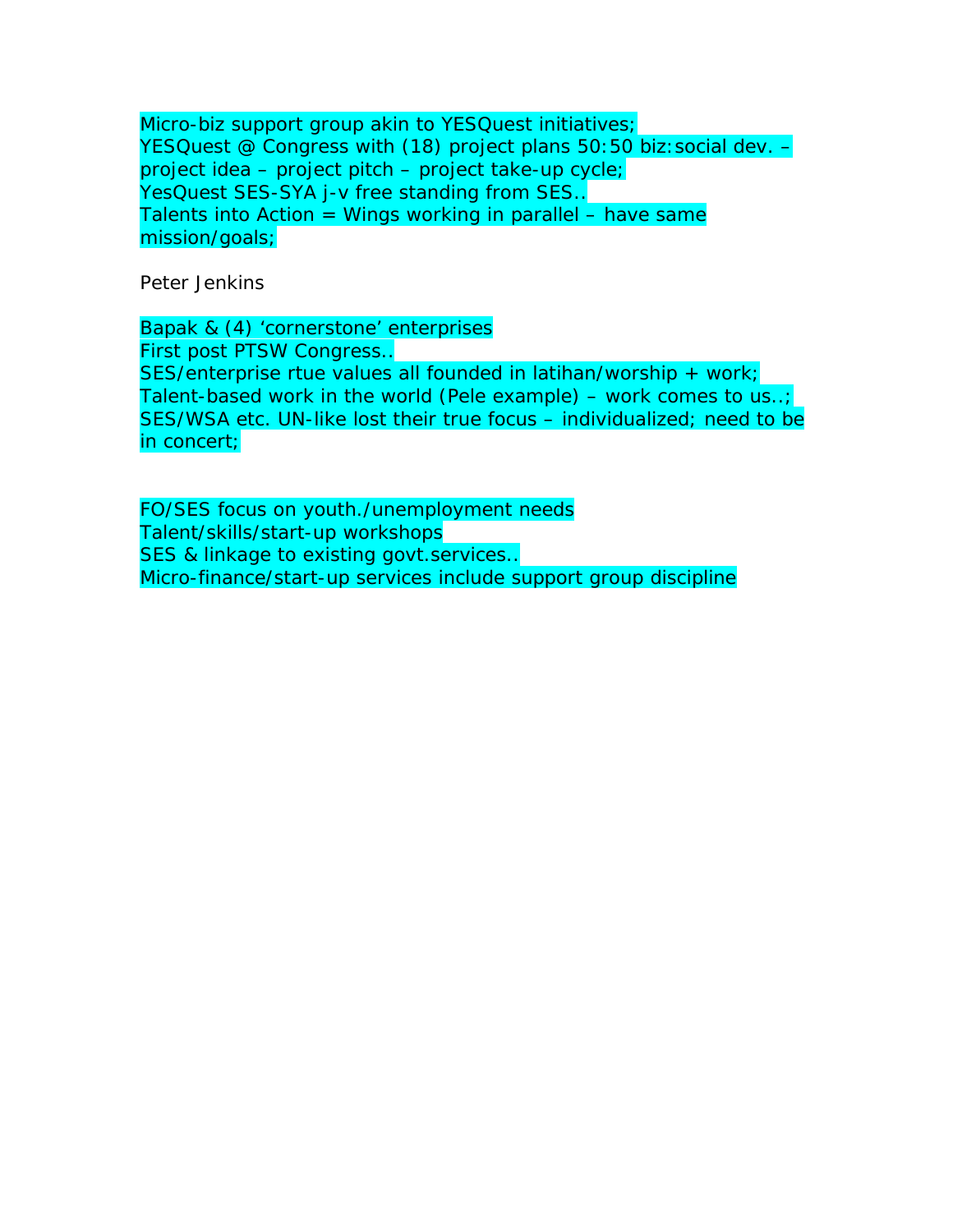Micro-biz support group akin to YESQuest initiatives;
YESQuest @ Congress with (18) project plans 50:50 biz:social dev. – project idea – project pitch – project take-up cycle;
YesQuest SES-SYA j-v free standing from SES..
Talents into Action = Wings working in parallel – have same mission/goals;

Peter Jenkins

Bapak & (4) 'cornerstone' enterprises
First post PTSW Congress..
SES/enterprise rtue values all founded in latihan/worship + work;
Talent-based work in the world (Pele example) – work comes to us..;
SES/WSA etc. UN-like lost their true focus – individualized; need to be in concert;

FO/SES focus on youth./unemployment needs
Talent/skills/start-up workshops
SES & linkage to existing govt.services..
Micro-finance/start-up services include support group discipline